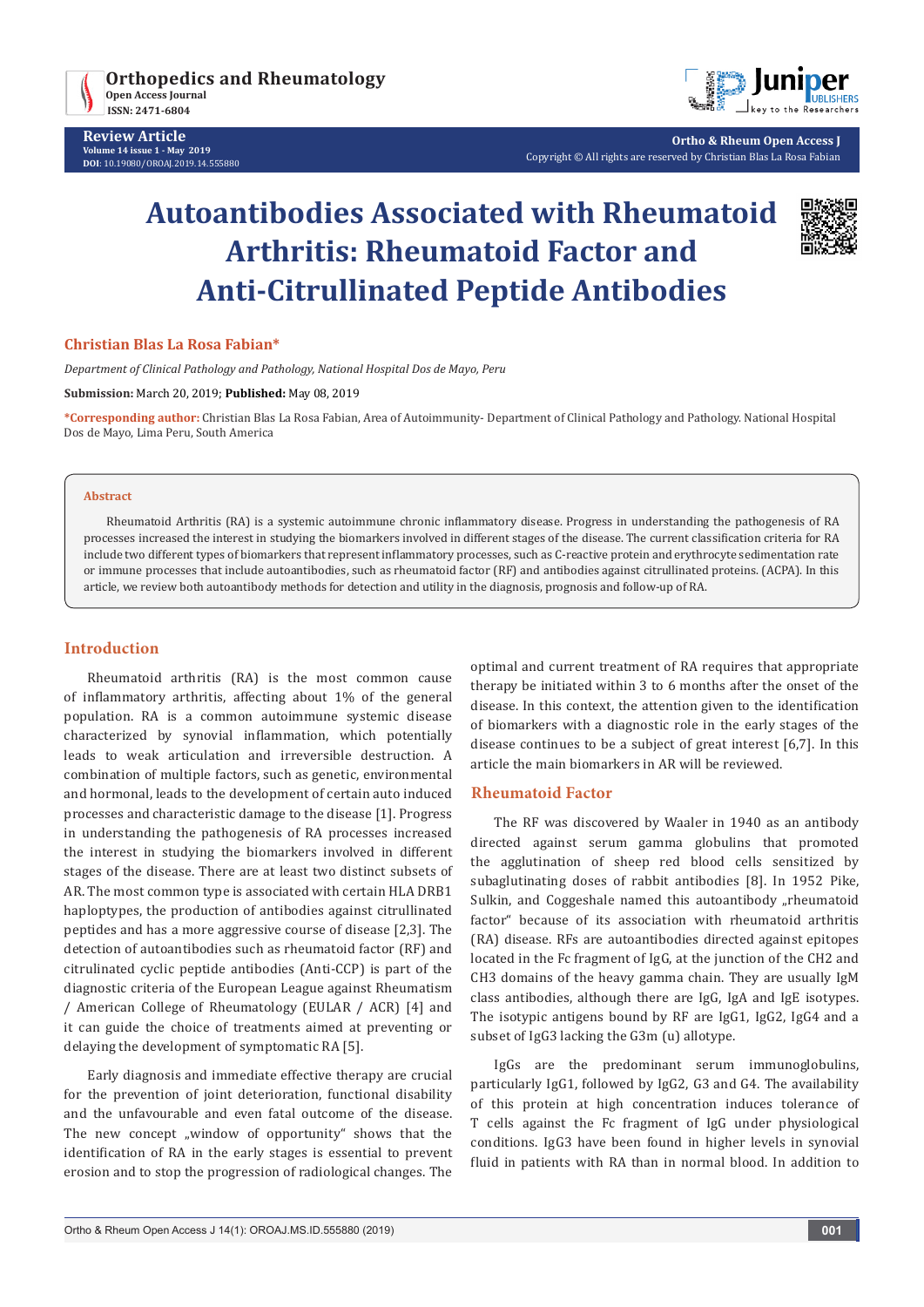**Review Article**
Volume 14 issue 1 - May 2019
**DOI**: 10.19080/OROAJ.2019.14.555880

**Ortho & Rheum Open Access J**
Copyright © All rights are reserved by Christian Blas La Rosa Fabian

# Autoantibodies Associated with Rheumatoid Arthritis: Rheumatoid Factor and Anti-Citrullinated Peptide Antibodies

**Christian Blas La Rosa Fabian***

*Department of Clinical Pathology and Pathology, National Hospital Dos de Mayo, Peru*

**Submission:** March 20, 2019; **Published:** May 08, 2019

***Corresponding author:** Christian Blas La Rosa Fabian, Area of Autoimmunity- Department of Clinical Pathology and Pathology. National Hospital Dos de Mayo, Lima Peru, South America

### Abstract

Rheumatoid Arthritis (RA) is a systemic autoimmune chronic inflammatory disease. Progress in understanding the pathogenesis of RA processes increased the interest in studying the biomarkers involved in different stages of the disease. The current classification criteria for RA include two different types of biomarkers that represent inflammatory processes, such as C-reactive protein and erythrocyte sedimentation rate or immune processes that include autoantibodies, such as rheumatoid factor (RF) and antibodies against citrullinated proteins. (ACPA). In this article, we review both autoantibody methods for detection and utility in the diagnosis, prognosis and follow-up of RA.

## Introduction

Rheumatoid arthritis (RA) is the most common cause of inflammatory arthritis, affecting about 1% of the general population. RA is a common autoimmune systemic disease characterized by synovial inflammation, which potentially leads to weak articulation and irreversible destruction. A combination of multiple factors, such as genetic, environmental and hormonal, leads to the development of certain auto induced processes and characteristic damage to the disease [1]. Progress in understanding the pathogenesis of RA processes increased the interest in studying the biomarkers involved in different stages of the disease. There are at least two distinct subsets of AR. The most common type is associated with certain HLA DRB1 haploptypes, the production of antibodies against citrullinated peptides and has a more aggressive course of disease [2,3]. The detection of autoantibodies such as rheumatoid factor (RF) and citrulinated cyclic peptide antibodies (Anti-CCP) is part of the diagnostic criteria of the European League against Rheumatism / American College of Rheumatology (EULAR / ACR) [4] and it can guide the choice of treatments aimed at preventing or delaying the development of symptomatic RA [5].

Early diagnosis and immediate effective therapy are crucial for the prevention of joint deterioration, functional disability and the unfavourable and even fatal outcome of the disease. The new concept „window of opportunity" shows that the identification of RA in the early stages is essential to prevent erosion and to stop the progression of radiological changes. The optimal and current treatment of RA requires that appropriate therapy be initiated within 3 to 6 months after the onset of the disease. In this context, the attention given to the identification of biomarkers with a diagnostic role in the early stages of the disease continues to be a subject of great interest [6,7]. In this article the main biomarkers in AR will be reviewed.

## Rheumatoid Factor

The RF was discovered by Waaler in 1940 as an antibody directed against serum gamma globulins that promoted the agglutination of sheep red blood cells sensitized by subaglutinating doses of rabbit antibodies [8]. In 1952 Pike, Sulkin, and Coggeshale named this autoantibody „rheumatoid factor" because of its association with rheumatoid arthritis (RA) disease. RFs are autoantibodies directed against epitopes located in the Fc fragment of IgG, at the junction of the CH2 and CH3 domains of the heavy gamma chain. They are usually IgM class antibodies, although there are IgG, IgA and IgE isotypes. The isotypic antigens bound by RF are IgG1, IgG2, IgG4 and a subset of IgG3 lacking the G3m (u) allotype.

IgGs are the predominant serum immunoglobulins, particularly IgG1, followed by IgG2, G3 and G4. The availability of this protein at high concentration induces tolerance of T cells against the Fc fragment of IgG under physiological conditions. IgG3 have been found in higher levels in synovial fluid in patients with RA than in normal blood. In addition to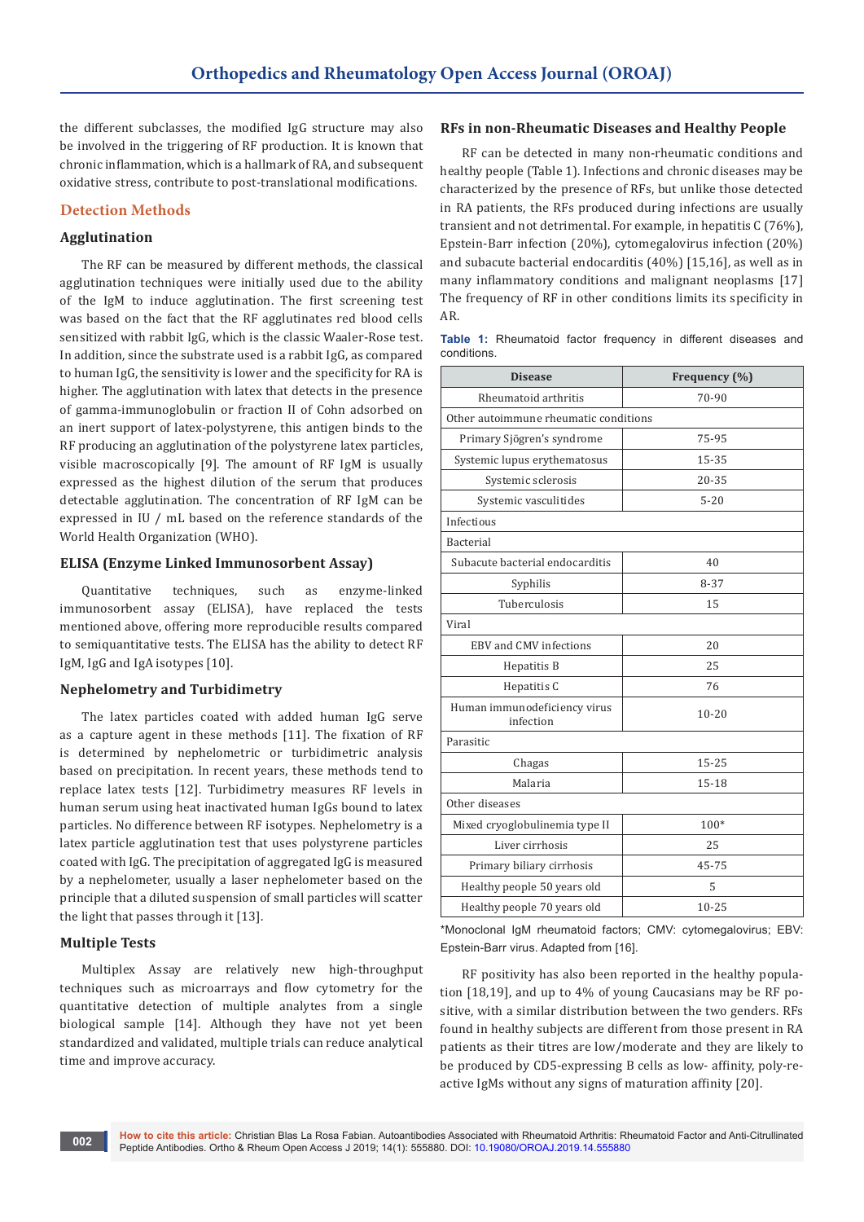the different subclasses, the modified IgG structure may also be involved in the triggering of RF production. It is known that chronic inflammation, which is a hallmark of RA, and subsequent oxidative stress, contribute to post-translational modifications.

## Detection Methods

### Agglutination

The RF can be measured by different methods, the classical agglutination techniques were initially used due to the ability of the IgM to induce agglutination. The first screening test was based on the fact that the RF agglutinates red blood cells sensitized with rabbit IgG, which is the classic Waaler-Rose test. In addition, since the substrate used is a rabbit IgG, as compared to human IgG, the sensitivity is lower and the specificity for RA is higher. The agglutination with latex that detects in the presence of gamma-immunoglobulin or fraction II of Cohn adsorbed on an inert support of latex-polystyrene, this antigen binds to the RF producing an agglutination of the polystyrene latex particles, visible macroscopically [9]. The amount of RF IgM is usually expressed as the highest dilution of the serum that produces detectable agglutination. The concentration of RF IgM can be expressed in IU / mL based on the reference standards of the World Health Organization (WHO).

### ELISA (Enzyme Linked Immunosorbent Assay)

Quantitative techniques, such as enzyme-linked immunosorbent assay (ELISA), have replaced the tests mentioned above, offering more reproducible results compared to semiquantitative tests. The ELISA has the ability to detect RF IgM, IgG and IgA isotypes [10].

### Nephelometry and Turbidimetry

The latex particles coated with added human IgG serve as a capture agent in these methods [11]. The fixation of RF is determined by nephelometric or turbidimetric analysis based on precipitation. In recent years, these methods tend to replace latex tests [12]. Turbidimetry measures RF levels in human serum using heat inactivated human IgGs bound to latex particles. No difference between RF isotypes. Nephelometry is a latex particle agglutination test that uses polystyrene particles coated with IgG. The precipitation of aggregated IgG is measured by a nephelometer, usually a laser nephelometer based on the principle that a diluted suspension of small particles will scatter the light that passes through it [13].

### Multiple Tests

Multiplex Assay are relatively new high-throughput techniques such as microarrays and flow cytometry for the quantitative detection of multiple analytes from a single biological sample [14]. Although they have not yet been standardized and validated, multiple trials can reduce analytical time and improve accuracy.

### RFs in non-Rheumatic Diseases and Healthy People

RF can be detected in many non-rheumatic conditions and healthy people (Table 1). Infections and chronic diseases may be characterized by the presence of RFs, but unlike those detected in RA patients, the RFs produced during infections are usually transient and not detrimental. For example, in hepatitis C (76%), Epstein-Barr infection (20%), cytomegalovirus infection (20%) and subacute bacterial endocarditis (40%) [15,16], as well as in many inflammatory conditions and malignant neoplasms [17] The frequency of RF in other conditions limits its specificity in AR.

**Table 1:** Rheumatoid factor frequency in different diseases and conditions.

| Disease | Frequency (%) |
|---|---|
| Rheumatoid arthritis | 70-90 |
| Other autoimmune rheumatic conditions | |
| Primary Sjögren's syndrome | 75-95 |
| Systemic lupus erythematosus | 15-35 |
| Systemic sclerosis | 20-35 |
| Systemic vasculitides | 5-20 |
| Infectious | |
| Bacterial | |
| Subacute bacterial endocarditis | 40 |
| Syphilis | 8-37 |
| Tuberculosis | 15 |
| Viral | |
| EBV and CMV infections | 20 |
| Hepatitis B | 25 |
| Hepatitis C | 76 |
| Human immunodeficiency virus infection | 10-20 |
| Parasitic | |
| Chagas | 15-25 |
| Malaria | 15-18 |
| Other diseases | |
| Mixed cryoglobulinemia type II | 100* |
| Liver cirrhosis | 25 |
| Primary biliary cirrhosis | 45-75 |
| Healthy people 50 years old | 5 |
| Healthy people 70 years old | 10-25 |

*Monoclonal IgM rheumatoid factors; CMV: cytomegalovirus; EBV: Epstein-Barr virus. Adapted from [16].

RF positivity has also been reported in the healthy population [18,19], and up to 4% of young Caucasians may be RF positive, with a similar distribution between the two genders. RFs found in healthy subjects are different from those present in RA patients as their titres are low/moderate and they are likely to be produced by CD5-expressing B cells as low- affinity, poly-reactive IgMs without any signs of maturation affinity [20].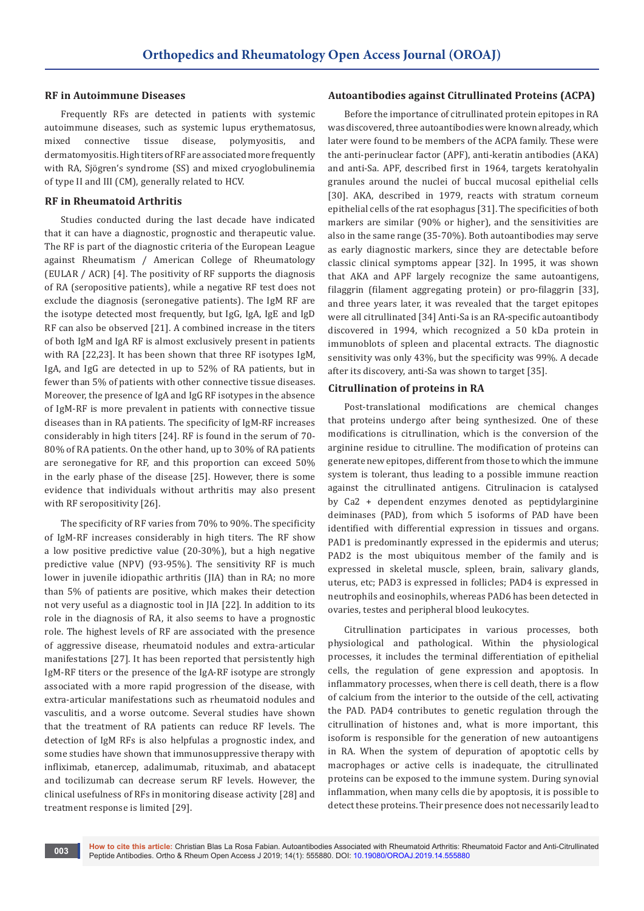## RF in Autoimmune Diseases

Frequently RFs are detected in patients with systemic autoimmune diseases, such as systemic lupus erythematosus, mixed connective tissue disease, polymyositis, and dermatomyositis. High titers of RF are associated more frequently with RA, Sjögren's syndrome (SS) and mixed cryoglobulinemia of type II and III (CM), generally related to HCV.

## RF in Rheumatoid Arthritis

Studies conducted during the last decade have indicated that it can have a diagnostic, prognostic and therapeutic value. The RF is part of the diagnostic criteria of the European League against Rheumatism / American College of Rheumatology (EULAR / ACR) [4]. The positivity of RF supports the diagnosis of RA (seropositive patients), while a negative RF test does not exclude the diagnosis (seronegative patients). The IgM RF are the isotype detected most frequently, but IgG, IgA, IgE and IgD RF can also be observed [21]. A combined increase in the titers of both IgM and IgA RF is almost exclusively present in patients with RA [22,23]. It has been shown that three RF isotypes IgM, IgA, and IgG are detected in up to 52% of RA patients, but in fewer than 5% of patients with other connective tissue diseases. Moreover, the presence of IgA and IgG RF isotypes in the absence of IgM-RF is more prevalent in patients with connective tissue diseases than in RA patients. The specificity of IgM-RF increases considerably in high titers [24]. RF is found in the serum of 70-80% of RA patients. On the other hand, up to 30% of RA patients are seronegative for RF, and this proportion can exceed 50% in the early phase of the disease [25]. However, there is some evidence that individuals without arthritis may also present with RF seropositivity [26].

The specificity of RF varies from 70% to 90%. The specificity of IgM-RF increases considerably in high titers. The RF show a low positive predictive value (20-30%), but a high negative predictive value (NPV) (93-95%). The sensitivity RF is much lower in juvenile idiopathic arthritis (JIA) than in RA; no more than 5% of patients are positive, which makes their detection not very useful as a diagnostic tool in JIA [22]. In addition to its role in the diagnosis of RA, it also seems to have a prognostic role. The highest levels of RF are associated with the presence of aggressive disease, rheumatoid nodules and extra-articular manifestations [27]. It has been reported that persistently high IgM-RF titers or the presence of the IgA-RF isotype are strongly associated with a more rapid progression of the disease, with extra-articular manifestations such as rheumatoid nodules and vasculitis, and a worse outcome. Several studies have shown that the treatment of RA patients can reduce RF levels. The detection of IgM RFs is also helpfulas a prognostic index, and some studies have shown that immunosuppressive therapy with infliximab, etanercep, adalimumab, rituximab, and abatacept and tocilizumab can decrease serum RF levels. However, the clinical usefulness of RFs in monitoring disease activity [28] and treatment response is limited [29].

## Autoantibodies against Citrullinated Proteins (ACPA)

Before the importance of citrullinated protein epitopes in RA was discovered, three autoantibodies were known already, which later were found to be members of the ACPA family. These were the anti-perinuclear factor (APF), anti-keratin antibodies (AKA) and anti-Sa. APF, described first in 1964, targets keratohyalin granules around the nuclei of buccal mucosal epithelial cells [30]. AKA, described in 1979, reacts with stratum corneum epithelial cells of the rat esophagus [31]. The specificities of both markers are similar (90% or higher), and the sensitivities are also in the same range (35-70%). Both autoantibodies may serve as early diagnostic markers, since they are detectable before classic clinical symptoms appear [32]. In 1995, it was shown that AKA and APF largely recognize the same autoantigens, filaggrin (filament aggregating protein) or pro-filaggrin [33], and three years later, it was revealed that the target epitopes were all citrullinated [34] Anti-Sa is an RA-specific autoantibody discovered in 1994, which recognized a 50 kDa protein in immunoblots of spleen and placental extracts. The diagnostic sensitivity was only 43%, but the specificity was 99%. A decade after its discovery, anti-Sa was shown to target [35].

## Citrullination of proteins in RA

Post-translational modifications are chemical changes that proteins undergo after being synthesized. One of these modifications is citrullination, which is the conversion of the arginine residue to citrulline. The modification of proteins can generate new epitopes, different from those to which the immune system is tolerant, thus leading to a possible immune reaction against the citrullinated antigens. Citrulinacion is catalysed by $Ca^{2+}$ dependent enzymes denoted as peptidylarginine deiminases (PAD), from which 5 isoforms of PAD have been identified with differential expression in tissues and organs. PAD1 is predominantly expressed in the epidermis and uterus; PAD2 is the most ubiquitous member of the family and is expressed in skeletal muscle, spleen, brain, salivary glands, uterus, etc; PAD3 is expressed in follicles; PAD4 is expressed in neutrophils and eosinophils, whereas PAD6 has been detected in ovaries, testes and peripheral blood leukocytes.

Citrullination participates in various processes, both physiological and pathological. Within the physiological processes, it includes the terminal differentiation of epithelial cells, the regulation of gene expression and apoptosis. In inflammatory processes, when there is cell death, there is a flow of calcium from the interior to the outside of the cell, activating the PAD. PAD4 contributes to genetic regulation through the citrullination of histones and, what is more important, this isoform is responsible for the generation of new autoantigens in RA. When the system of depuration of apoptotic cells by macrophages or active cells is inadequate, the citrullinated proteins can be exposed to the immune system. During synovial inflammation, when many cells die by apoptosis, it is possible to detect these proteins. Their presence does not necessarily lead to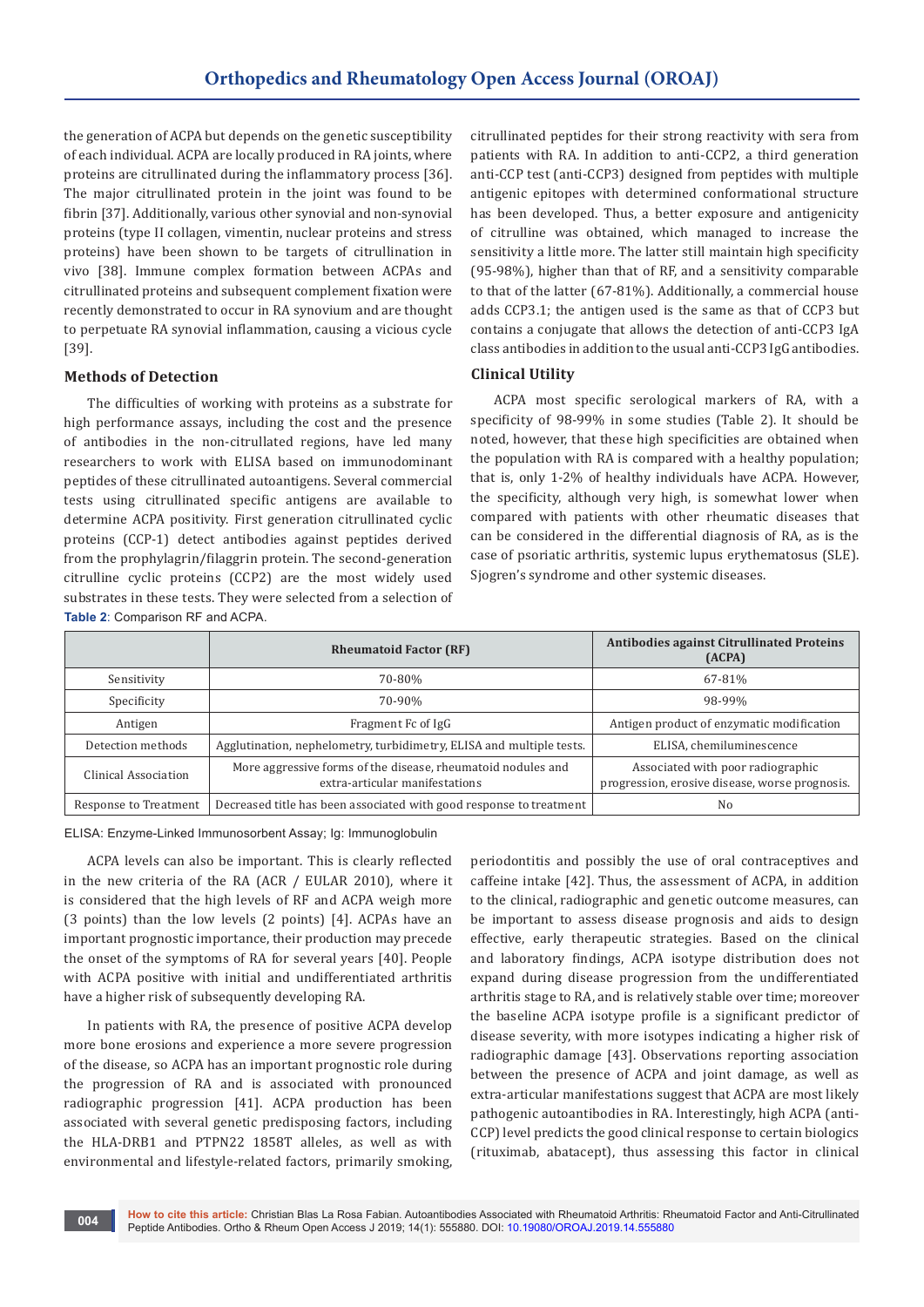the generation of ACPA but depends on the genetic susceptibility of each individual. ACPA are locally produced in RA joints, where proteins are citrullinated during the inflammatory process [36]. The major citrullinated protein in the joint was found to be fibrin [37]. Additionally, various other synovial and non-synovial proteins (type II collagen, vimentin, nuclear proteins and stress proteins) have been shown to be targets of citrullination in vivo [38]. Immune complex formation between ACPAs and citrullinated proteins and subsequent complement fixation were recently demonstrated to occur in RA synovium and are thought to perpetuate RA synovial inflammation, causing a vicious cycle [39].

## Methods of Detection

The difficulties of working with proteins as a substrate for high performance assays, including the cost and the presence of antibodies in the non-citrullated regions, have led many researchers to work with ELISA based on immunodominant peptides of these citrullinated autoantigens. Several commercial tests using citrullinated specific antigens are available to determine ACPA positivity. First generation citrullinated cyclic proteins (CCP-1) detect antibodies against peptides derived from the prophylagrin/filaggrin protein. The second-generation citrulline cyclic proteins (CCP2) are the most widely used substrates in these tests. They were selected from a selection of citrullinated peptides for their strong reactivity with sera from patients with RA. In addition to anti-CCP2, a third generation anti-CCP test (anti-CCP3) designed from peptides with multiple antigenic epitopes with determined conformational structure has been developed. Thus, a better exposure and antigenicity of citrulline was obtained, which managed to increase the sensitivity a little more. The latter still maintain high specificity (95-98%), higher than that of RF, and a sensitivity comparable to that of the latter (67-81%). Additionally, a commercial house adds CCP3.1; the antigen used is the same as that of CCP3 but contains a conjugate that allows the detection of anti-CCP3 IgA class antibodies in addition to the usual anti-CCP3 IgG antibodies.

## Clinical Utility

ACPA most specific serological markers of RA, with a specificity of 98-99% in some studies (Table 2). It should be noted, however, that these high specificities are obtained when the population with RA is compared with a healthy population; that is, only 1-2% of healthy individuals have ACPA. However, the specificity, although very high, is somewhat lower when compared with patients with other rheumatic diseases that can be considered in the differential diagnosis of RA, as is the case of psoriatic arthritis, systemic lupus erythematosus (SLE). Sjogren's syndrome and other systemic diseases.

**Table 2**: Comparison RF and ACPA.

| | Rheumatoid Factor (RF) | Antibodies against Citrullinated Proteins (ACPA) |
|---|---|---|
| Sensitivity | 70-80% | 67-81% |
| Specificity | 70-90% | 98-99% |
| Antigen | Fragment Fc of IgG | Antigen product of enzymatic modification |
| Detection methods | Agglutination, nephelometry, turbidimetry, ELISA and multiple tests. | ELISA, chemiluminescence |
| Clinical Association | More aggressive forms of the disease, rheumatoid nodules and extra-articular manifestations | Associated with poor radiographic progression, erosive disease, worse prognosis. |
| Response to Treatment | Decreased title has been associated with good response to treatment | No |

ELISA: Enzyme-Linked Immunosorbent Assay; Ig: Immunoglobulin

ACPA levels can also be important. This is clearly reflected in the new criteria of the RA (ACR / EULAR 2010), where it is considered that the high levels of RF and ACPA weigh more (3 points) than the low levels (2 points) [4]. ACPAs have an important prognostic importance, their production may precede the onset of the symptoms of RA for several years [40]. People with ACPA positive with initial and undifferentiated arthritis have a higher risk of subsequently developing RA.

In patients with RA, the presence of positive ACPA develop more bone erosions and experience a more severe progression of the disease, so ACPA has an important prognostic role during the progression of RA and is associated with pronounced radiographic progression [41]. ACPA production has been associated with several genetic predisposing factors, including the HLA-DRB1 and PTPN22 1858T alleles, as well as with environmental and lifestyle-related factors, primarily smoking, periodontitis and possibly the use of oral contraceptives and caffeine intake [42]. Thus, the assessment of ACPA, in addition to the clinical, radiographic and genetic outcome measures, can be important to assess disease prognosis and aids to design effective, early therapeutic strategies. Based on the clinical and laboratory findings, ACPA isotype distribution does not expand during disease progression from the undifferentiated arthritis stage to RA, and is relatively stable over time; moreover the baseline ACPA isotype profile is a significant predictor of disease severity, with more isotypes indicating a higher risk of radiographic damage [43]. Observations reporting association between the presence of ACPA and joint damage, as well as extra-articular manifestations suggest that ACPA are most likely pathogenic autoantibodies in RA. Interestingly, high ACPA (anti-CCP) level predicts the good clinical response to certain biologics (rituximab, abatacept), thus assessing this factor in clinical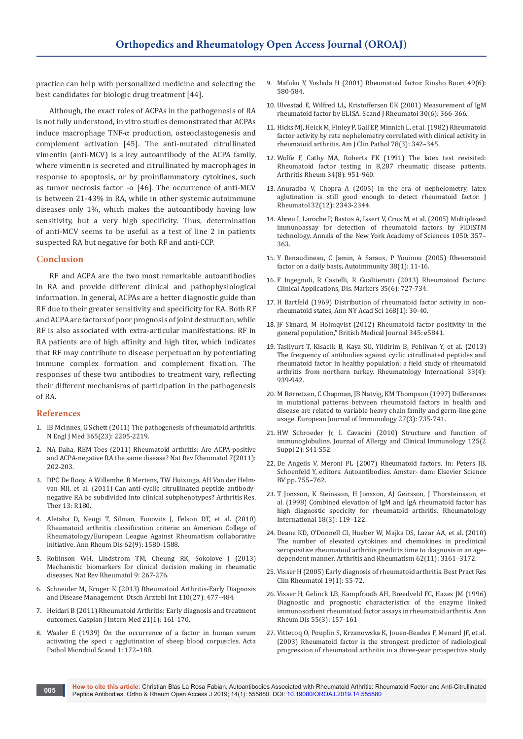practice can help with personalized medicine and selecting the best candidates for biologic drug treatment [44].

Although, the exact roles of ACPAs in the pathogenesis of RA is not fully understood, in vitro studies demonstrated that ACPAs induce macrophage TNF-α production, osteoclastogenesis and complement activation [45]. The anti-mutated citrullinated vimentin (anti-MCV) is a key autoantibody of the ACPA family, where vimentin is secreted and citrullinated by macrophages in response to apoptosis, or by proinflammatory cytokines, such as tumor necrosis factor -α [46]. The occurrence of anti-MCV is between 21-43% in RA, while in other systemic autoimmune diseases only 1%, which makes the autoantibody having low sensitivity, but a very high specificity. Thus, determination of anti-MCV seems to be useful as a test of line 2 in patients suspected RA but negative for both RF and anti-CCP.

## Conclusion

RF and ACPA are the two most remarkable autoantibodies in RA and provide different clinical and pathophysiological information. In general, ACPAs are a better diagnostic guide than RF due to their greater sensitivity and specificity for RA. Both RF and ACPA are factors of poor prognosis of joint destruction, while RF is also associated with extra-articular manifestations. RF in RA patients are of high affinity and high titer, which indicates that RF may contribute to disease perpetuation by potentiating immune complex formation and complement fixation. The responses of these two antibodies to treatment vary, reflecting their different mechanisms of participation in the pathogenesis of RA.

## References

1. IB McInnes, G Schett (2011) The pathogenesis of rheumatoid arthritis. N Engl J Med 365(23): 2205-2219.
2. NA Daha, REM Toes (2011) Rheumatoid arthritis: Are ACPA-positive and ACPA-negative RA the same disease? Nat Rev Rheumatol 7(2011): 202-203.
3. DPC De Rooy, A Willemhe, B Mertens, TW Huizinga, AH Van der Helm-van Mil, et al. (2011) Can anti-cyclic citrullinated peptide antibody-negative RA be subdivided into clinical subphenotypes? Arthritis Res. Ther 13: R180.
4. Aletaha D, Neogi T, Silman, Funovits J, Felson DT, et al. (2010) Rheumatoid arthritis classification criteria: an American College of Rheumatology/European League Against Rheumatism collaborative initiative. Ann Rheum Dis 62(9): 1580-1588.
5. Robinson WH, Lindstrom TM, Cheung RK, Sokolove J (2013) Mechanistic biomarkers for clinical decision making in rheumatic diseases. Nat Rev Rheumatol 9: 267-276.
6. Schneider M, Kruger K (2013) Rheumatoid Arthritis-Early Diagnosis and Disease Management. Dtsch Arztebl Int 110(27): 477–484.
7. Heidari B (2011) Rheumatoid Arthritis: Early diagnosis and treatment outcomes. Caspian J Intern Med 21(1): 161-170.
8. Waaler E (1939) On the occurrence of a factor in human serum activating the speci c agglutination of sheep blood corpuscles. Acta Pathol Microbiol Scand 1: 172–188.
9. Mafuku Y, Yoshida H (2001) Rheumatoid factor. Rinsho Buori 49(6): 580-584.
10. Ulvestad E, Wilfred LL, Kristoffersen EK (2001) Measurement of IgM rheumatoid factor by ELISA. Scand J Rheumatol 30(6): 366-366.
11. Hicks MJ, Heick M, Finley P, Gall EP, Minnich L, et al. (1982) Rheumatoid factor activity by rate nephelometry correlated with clinical activity in rheumatoid arthritis. Am J Clin Pathol 78(3): 342–345.
12. Wolfe F, Cathy MA, Roberts FK (1991) The latex test revisited: Rheumatoid factor testing in 8,287 rheumatic disease patients. Arthritis Rheum 34(8): 951-960.
13. Anuradba V, Chopra A (2005) In the era of nephelometry, latex aglutination is still good enough to detect rheumatoid factor. J Rheumatol 32(12): 2343-2344.
14. Abreu I, Laroche P, Bastos A, Issert V, Cruz M, et al. (2005) Multiplexed immunoassay for detection of rheumatoid factors by FIDISTM technology. Annals of the New York Academy of Sciences 1050: 357–363.
15. Y Renaudineau, C Jamin, A Saraux, P Youinou (2005) Rheumatoid factor on a daily basis, Autoimmunity 38(1): 11-16.
16. F Ingegnoli, R Castelli, R Gualtierotti (2013) Rheumatoid Factors: Clinical Applications, Dis. Markers 35(6): 727-734.
17. H Bartfeld (1969) Distribution of rheumatoid factor activity in non-rheumatoid states, Ann NY Acad Sci 168(1): 30-40.
18. JF Simard, M Holmqvist (2012) Rheumatoid factor positivity in the general population," British Medical Journal 345: e5841.
19. Tasliyurt T, Kisacik B, Kaya SU, Yildirim B, Pehlivan Y, et al. (2013) The frequency of antibodies against cyclic citrullinated peptides and rheumatoid factor in healthy population: a field study of rheumatoid arthritis from northern turkey. Rheumatology International 33(4): 939-942.
20. M Børretzen, C Chapman, JB Natvig, KM Thompson (1997) Differences in mutational patterns between rheumatoid factors in health and disease are related to variable heavy chain family and germ-line gene usage. European Journal of Immunology 27(3): 735-741.
21. HW Schroeder Jr, L Cavacini (2010) Structure and function of immunoglobulins. Journal of Allergy and Clinical Immunology 125(2 Suppl 2): S41-S52.
22. De Angelis V, Meroni PL (2007) Rheumatoid factors. In: Peters JB, Schoenfeld Y, editors. Autoantibodies. Amster- dam: Elsevier Science BV pp. 755–762.
23. T Jonsson, K Steinsson, H Jonsson, AJ Geirsson, J Thorsteinsson, et al. (1998) Combined elevation of IgM and IgA rheumatoid factor has high diagnostic specicity for rheumatoid arthritis. Rheumatology International 18(3): 119–122.
24. Deane KD, O'Donnell CI, Hueber W, Majka DS, Lazar AA, et al. (2010) The number of elevated cytokines and chemokines in preclinical seropositive rheumatoid arthritis predicts time to diagnosis in an age-dependent manner. Arthritis and Rheumatism 62(11): 3161–3172.
25. Visser H (2005) Early diagnosis of rheumatoid arthritis. Best Pract Res Clin Rheumatol 19(1): 55-72.
26. Visser H, Gelinck LB, Kampfraath AH, Breedveld FC, Hazes JM (1996) Diagnostic and prognostic characteristics of the enzyme linked immunosorbent rheumatoid factor assays in rheumatoid arthritis. Ann Rheum Dis 55(3): 157-161
27. Vittecoq O, Pouplin S, Krzanowska K, Jouen-Beades F, Menard JF, et al. (2003) Rheumatoid factor is the strongest predictor of radiological progression of rheumatoid arthritis in a three-year prospective study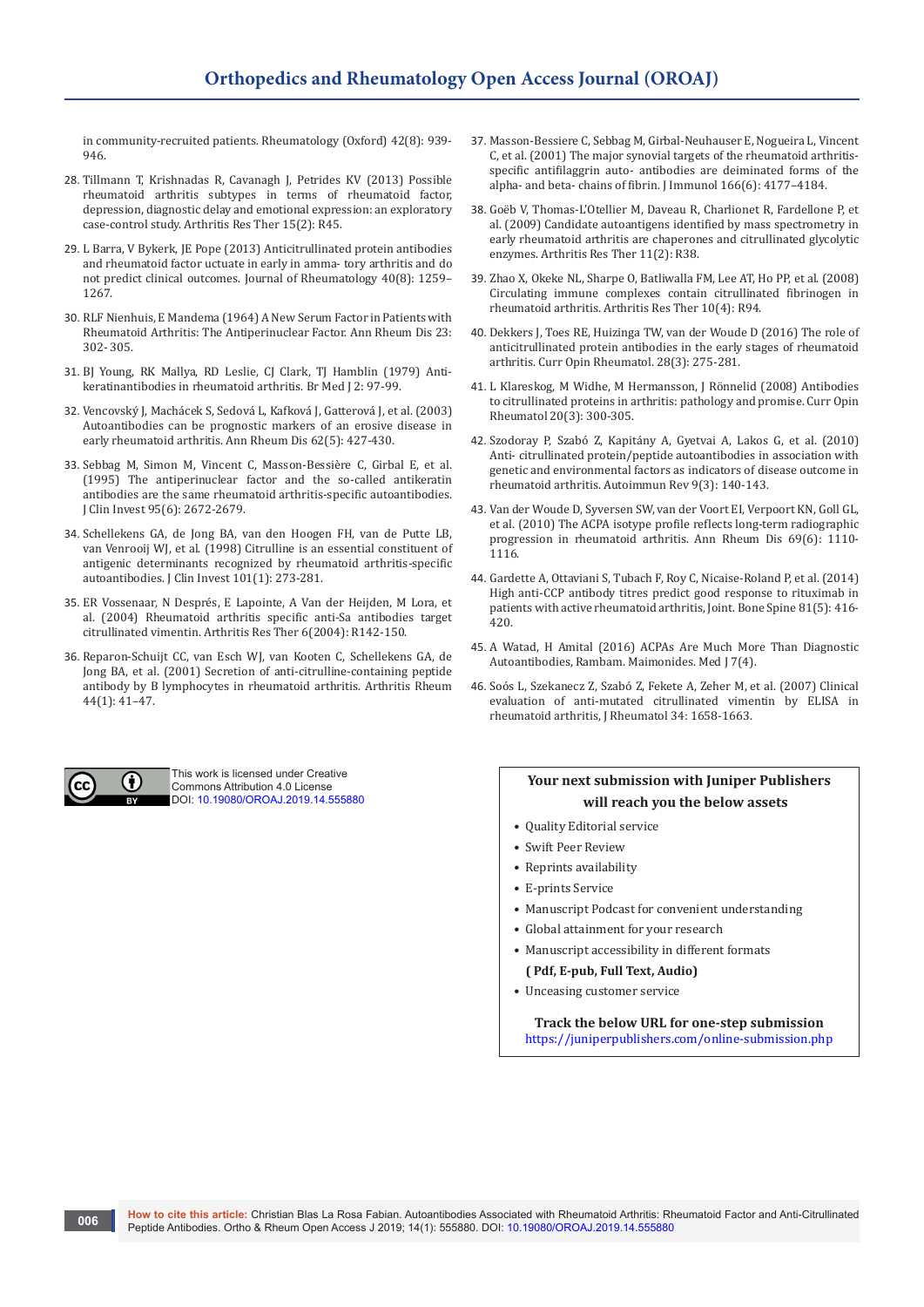in community-recruited patients. Rheumatology (Oxford) 42(8): 939-946.

28. Tillmann T, Krishnadas R, Cavanagh J, Petrides KV (2013) Possible rheumatoid arthritis subtypes in terms of rheumatoid factor, depression, diagnostic delay and emotional expression: an exploratory case-control study. Arthritis Res Ther 15(2): R45.

29. L Barra, V Bykerk, JE Pope (2013) Anticitrullinated protein antibodies and rheumatoid factor uctuate in early in amma- tory arthritis and do not predict clinical outcomes. Journal of Rheumatology 40(8): 1259–1267.

30. RLF Nienhuis, E Mandema (1964) A New Serum Factor in Patients with Rheumatoid Arthritis: The Antiperinuclear Factor. Ann Rheum Dis 23: 302- 305.

31. BJ Young, RK Mallya, RD Leslie, CJ Clark, TJ Hamblin (1979) Anti-keratinantibodies in rheumatoid arthritis. Br Med J 2: 97-99.

32. Vencovský J, Machácek S, Sedová L, Kafková J, Gatterová J, et al. (2003) Autoantibodies can be prognostic markers of an erosive disease in early rheumatoid arthritis. Ann Rheum Dis 62(5): 427-430.

33. Sebbag M, Simon M, Vincent C, Masson-Bessière C, Girbal E, et al. (1995) The antiperinuclear factor and the so-called antikeratin antibodies are the same rheumatoid arthritis-specific autoantibodies. J Clin Invest 95(6): 2672-2679.

34. Schellekens GA, de Jong BA, van den Hoogen FH, van de Putte LB, van Venrooij WJ, et al. (1998) Citrulline is an essential constituent of antigenic determinants recognized by rheumatoid arthritis-specific autoantibodies. J Clin Invest 101(1): 273-281.

35. ER Vossenaar, N Després, E Lapointe, A Van der Heijden, M Lora, et al. (2004) Rheumatoid arthritis specific anti-Sa antibodies target citrullinated vimentin. Arthritis Res Ther 6(2004): R142-150.

36. Reparon-Schuijt CC, van Esch WJ, van Kooten C, Schellekens GA, de Jong BA, et al. (2001) Secretion of anti-citrulline-containing peptide antibody by B lymphocytes in rheumatoid arthritis. Arthritis Rheum 44(1): 41–47.

37. Masson-Bessiere C, Sebbag M, Girbal-Neuhauser E, Nogueira L, Vincent C, et al. (2001) The major synovial targets of the rheumatoid arthritis-specific antifilaggrin auto- antibodies are deiminated forms of the alpha- and beta- chains of fibrin. J Immunol 166(6): 4177–4184.

38. Goëb V, Thomas-L'Otellier M, Daveau R, Charlionet R, Fardellone P, et al. (2009) Candidate autoantigens identified by mass spectrometry in early rheumatoid arthritis are chaperones and citrullinated glycolytic enzymes. Arthritis Res Ther 11(2): R38.

39. Zhao X, Okeke NL, Sharpe O, Batliwalla FM, Lee AT, Ho PP, et al. (2008) Circulating immune complexes contain citrullinated fibrinogen in rheumatoid arthritis. Arthritis Res Ther 10(4): R94.

40. Dekkers J, Toes RE, Huizinga TW, van der Woude D (2016) The role of anticitrullinated protein antibodies in the early stages of rheumatoid arthritis. Curr Opin Rheumatol. 28(3): 275-281.

41. L Klareskog, M Widhe, M Hermansson, J Rönnelid (2008) Antibodies to citrullinated proteins in arthritis: pathology and promise. Curr Opin Rheumatol 20(3): 300-305.

42. Szodoray P, Szabó Z, Kapitány A, Gyetvai A, Lakos G, et al. (2010) Anti- citrullinated protein/peptide autoantibodies in association with genetic and environmental factors as indicators of disease outcome in rheumatoid arthritis. Autoimmun Rev 9(3): 140-143.

43. Van der Woude D, Syversen SW, van der Voort EI, Verpoort KN, Goll GL, et al. (2010) The ACPA isotype profile reflects long-term radiographic progression in rheumatoid arthritis. Ann Rheum Dis 69(6): 1110-1116.

44. Gardette A, Ottaviani S, Tubach F, Roy C, Nicaise-Roland P, et al. (2014) High anti-CCP antibody titres predict good response to rituximab in patients with active rheumatoid arthritis, Joint. Bone Spine 81(5): 416-420.

45. A Watad, H Amital (2016) ACPAs Are Much More Than Diagnostic Autoantibodies, Rambam. Maimonides. Med J 7(4).

46. Soós L, Szekanecz Z, Szabó Z, Fekete A, Zeher M, et al. (2007) Clinical evaluation of anti-mutated citrullinated vimentin by ELISA in rheumatoid arthritis, J Rheumatol 34: 1658-1663.

This work is licensed under Creative Commons Attribution 4.0 License
DOI: 10.19080/OROAJ.2019.14.555880

**Your next submission with Juniper Publishers will reach you the below assets**

- Quality Editorial service
- Swift Peer Review
- Reprints availability
- E-prints Service
- Manuscript Podcast for convenient understanding
- Global attainment for your research
- Manuscript accessibility in different formats **( Pdf, E-pub, Full Text, Audio)**
- Unceasing customer service

**Track the below URL for one-step submission**
https://juniperpublishers.com/online-submission.php

**How to cite this article:** Christian Blas La Rosa Fabian. Autoantibodies Associated with Rheumatoid Arthritis: Rheumatoid Factor and Anti-Citrullinated Peptide Antibodies. Ortho & Rheum Open Access J 2019; 14(1): 555880. DOI: 10.19080/OROAJ.2019.14.555880